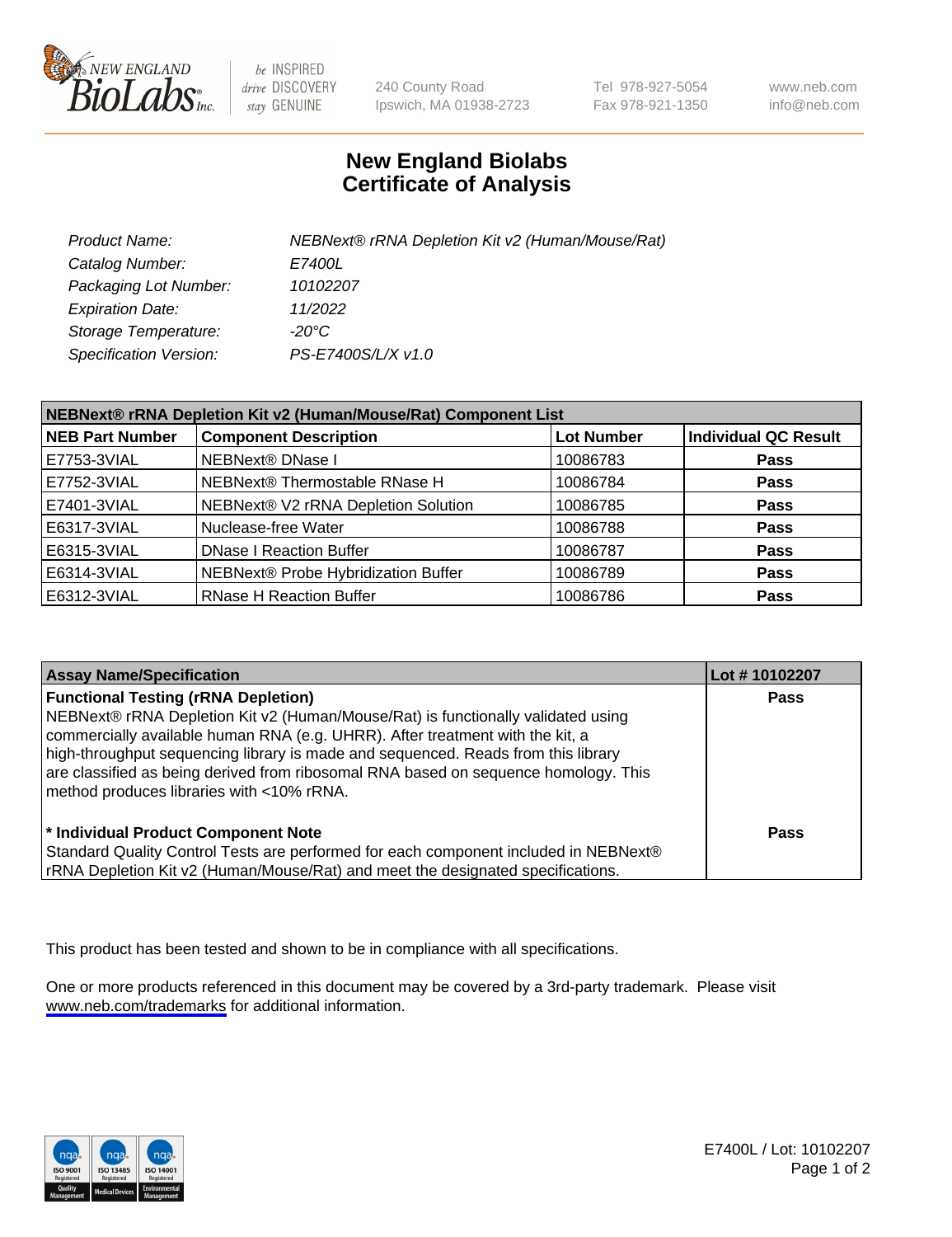# New England Biolabs Certificate of Analysis

| | |
|---|---|
| *Product Name:* | *NEBNext® rRNA Depletion Kit v2 (Human/Mouse/Rat)* |
| *Catalog Number:* | *E7400L* |
| *Packaging Lot Number:* | *10102207* |
| *Expiration Date:* | *11/2022* |
| *Storage Temperature:* | *-20°C* |
| *Specification Version:* | *PS-E7400S/L/X v1.0* |

**NEBNext® rRNA Depletion Kit v2 (Human/Mouse/Rat) Component List**

| NEB Part Number | Component Description | Lot Number | Individual QC Result |
|---|---|---|---|
| E7753-3VIAL | NEBNext® DNase I | 10086783 | Pass |
| E7752-3VIAL | NEBNext® Thermostable RNase H | 10086784 | Pass |
| E7401-3VIAL | NEBNext® V2 rRNA Depletion Solution | 10086785 | Pass |
| E6317-3VIAL | Nuclease-free Water | 10086788 | Pass |
| E6315-3VIAL | DNase I Reaction Buffer | 10086787 | Pass |
| E6314-3VIAL | NEBNext® Probe Hybridization Buffer | 10086789 | Pass |
| E6312-3VIAL | RNase H Reaction Buffer | 10086786 | Pass |

| Assay Name/Specification | Lot # 10102207 |
|---|---|
| **Functional Testing (rRNA Depletion)**<br>NEBNext® rRNA Depletion Kit v2 (Human/Mouse/Rat) is functionally validated using commercially available human RNA (e.g. UHRR). After treatment with the kit, a high-throughput sequencing library is made and sequenced. Reads from this library are classified as being derived from ribosomal RNA based on sequence homology. This method produces libraries with <10% rRNA. | Pass |
| **\* Individual Product Component Note**<br>Standard Quality Control Tests are performed for each component included in NEBNext® rRNA Depletion Kit v2 (Human/Mouse/Rat) and meet the designated specifications. | Pass |

This product has been tested and shown to be in compliance with all specifications.

One or more products referenced in this document may be covered by a 3rd-party trademark. Please visit www.neb.com/trademarks for additional information.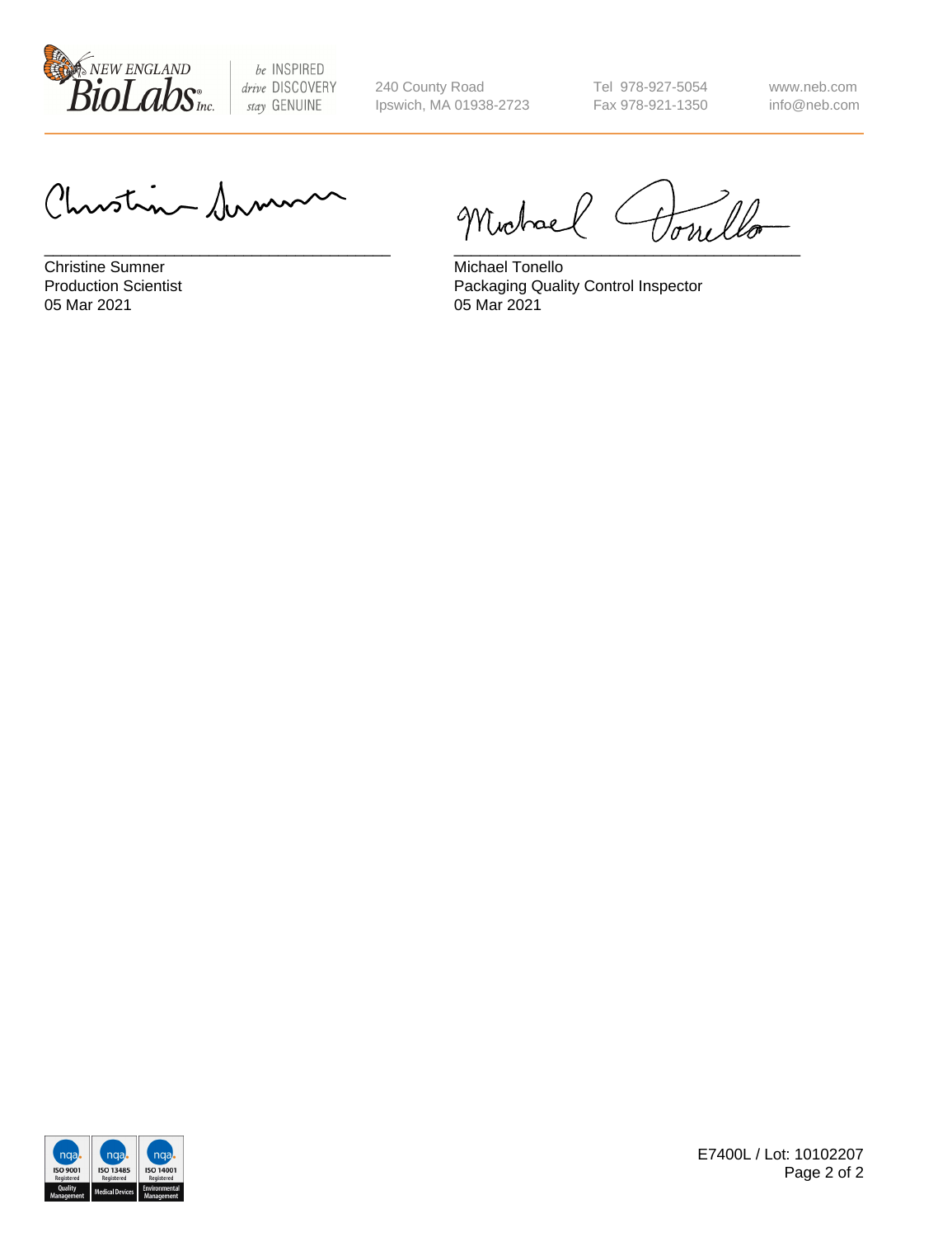Christine Sumner
Production Scientist
05 Mar 2021

Michael Tonello
Packaging Quality Control Inspector
05 Mar 2021

E7400L / Lot: 10102207